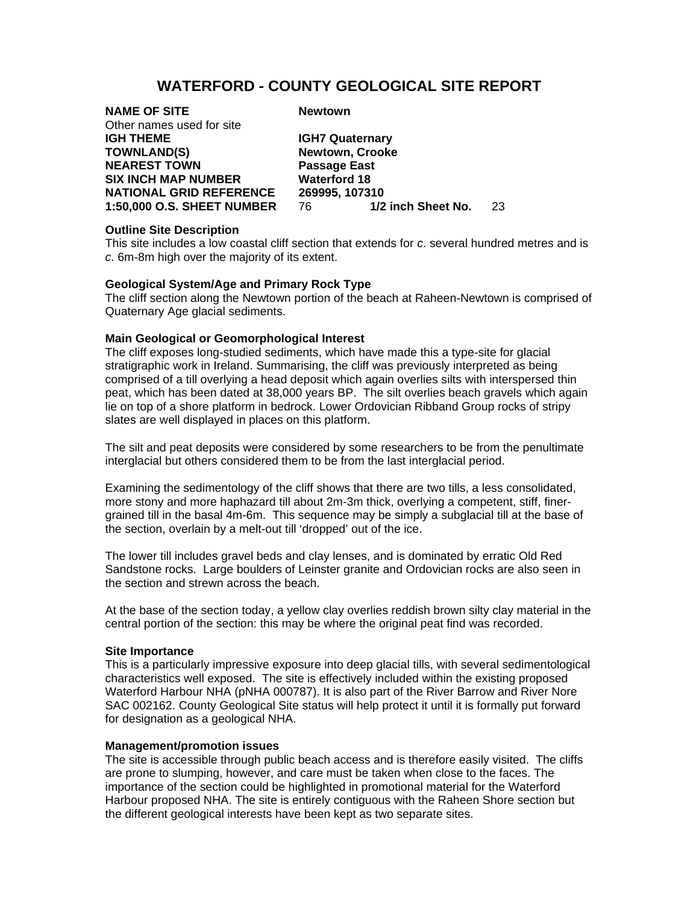# WATERFORD - COUNTY GEOLOGICAL SITE REPORT

**NAME OF SITE** **Newtown**
Other names used for site
**IGH THEME** **IGH7 Quaternary**
**TOWNLAND(S)** **Newtown, Crooke**
**NEAREST TOWN** **Passage East**
**SIX INCH MAP NUMBER** **Waterford 18**
**NATIONAL GRID REFERENCE** **269995, 107310**
**1:50,000 O.S. SHEET NUMBER** 76 **1/2 inch Sheet No.** 23

**Outline Site Description**
This site includes a low coastal cliff section that extends for *c*. several hundred metres and is *c*. 6m-8m high over the majority of its extent.

**Geological System/Age and Primary Rock Type**
The cliff section along the Newtown portion of the beach at Raheen-Newtown is comprised of Quaternary Age glacial sediments.

**Main Geological or Geomorphological Interest**
The cliff exposes long-studied sediments, which have made this a type-site for glacial stratigraphic work in Ireland. Summarising, the cliff was previously interpreted as being comprised of a till overlying a head deposit which again overlies silts with interspersed thin peat, which has been dated at 38,000 years BP. The silt overlies beach gravels which again lie on top of a shore platform in bedrock. Lower Ordovician Ribband Group rocks of stripy slates are well displayed in places on this platform.

The silt and peat deposits were considered by some researchers to be from the penultimate interglacial but others considered them to be from the last interglacial period.

Examining the sedimentology of the cliff shows that there are two tills, a less consolidated, more stony and more haphazard till about 2m-3m thick, overlying a competent, stiff, finer-grained till in the basal 4m-6m. This sequence may be simply a subglacial till at the base of the section, overlain by a melt-out till 'dropped' out of the ice.

The lower till includes gravel beds and clay lenses, and is dominated by erratic Old Red Sandstone rocks. Large boulders of Leinster granite and Ordovician rocks are also seen in the section and strewn across the beach.

At the base of the section today, a yellow clay overlies reddish brown silty clay material in the central portion of the section: this may be where the original peat find was recorded.

**Site Importance**
This is a particularly impressive exposure into deep glacial tills, with several sedimentological characteristics well exposed. The site is effectively included within the existing proposed Waterford Harbour NHA (pNHA 000787). It is also part of the River Barrow and River Nore SAC 002162. County Geological Site status will help protect it until it is formally put forward for designation as a geological NHA.

**Management/promotion issues**
The site is accessible through public beach access and is therefore easily visited. The cliffs are prone to slumping, however, and care must be taken when close to the faces. The importance of the section could be highlighted in promotional material for the Waterford Harbour proposed NHA. The site is entirely contiguous with the Raheen Shore section but the different geological interests have been kept as two separate sites.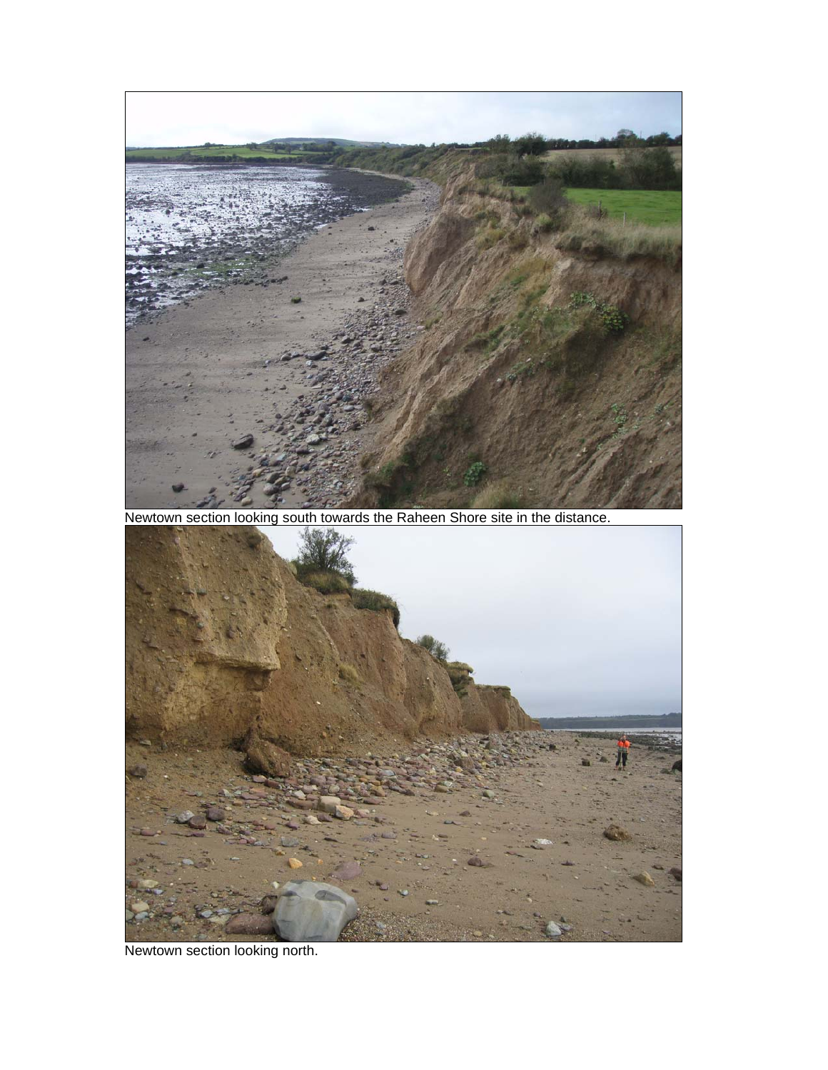Newtown section looking south towards the Raheen Shore site in the distance.

Newtown section looking north.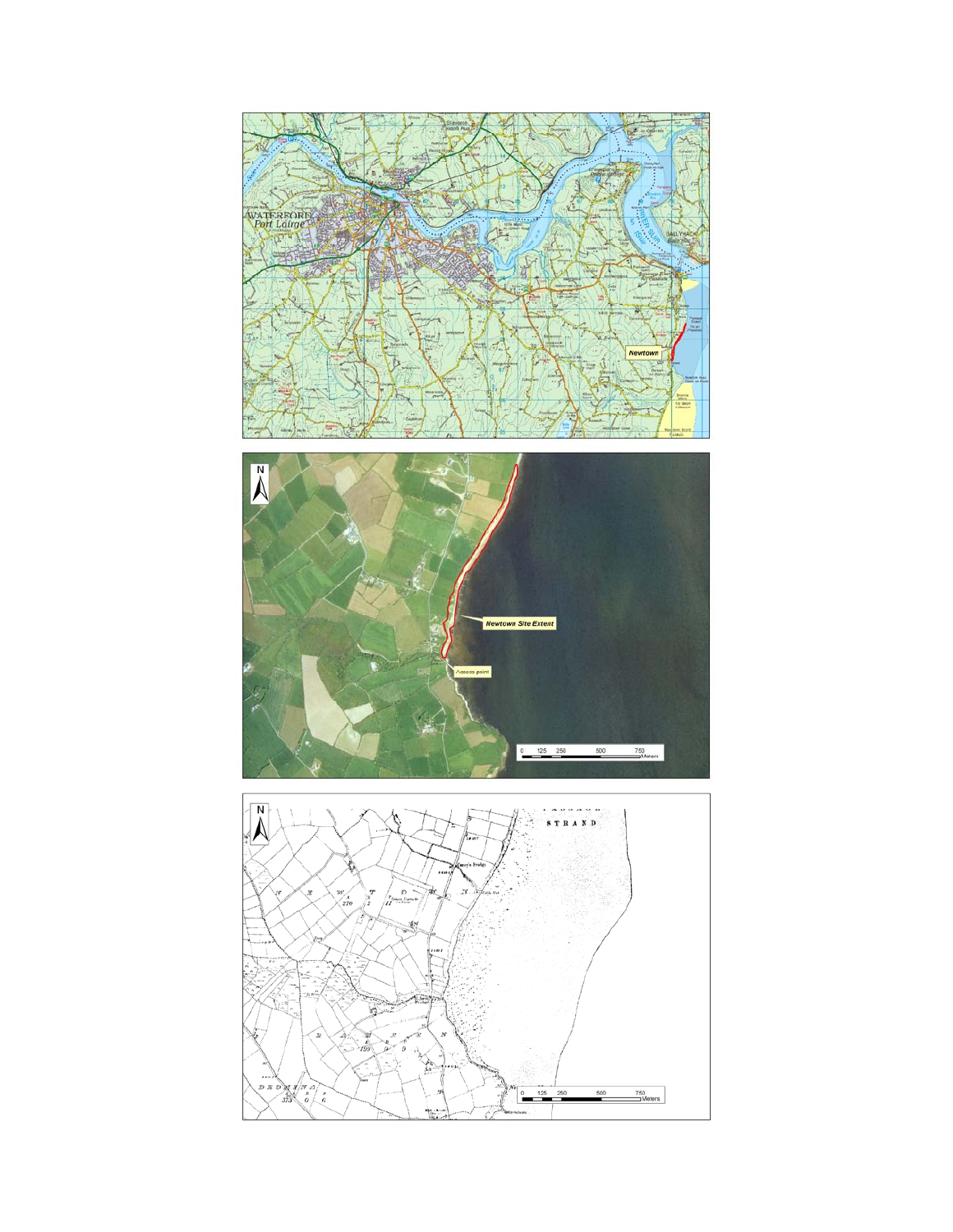WATERFORD
Port Láirge

BALLYHACK

Newtown

N

Newtown Site Extent

Access point

0 125 250 500 750 Meters

N

STRAND

0 125 250 500 750 Meters